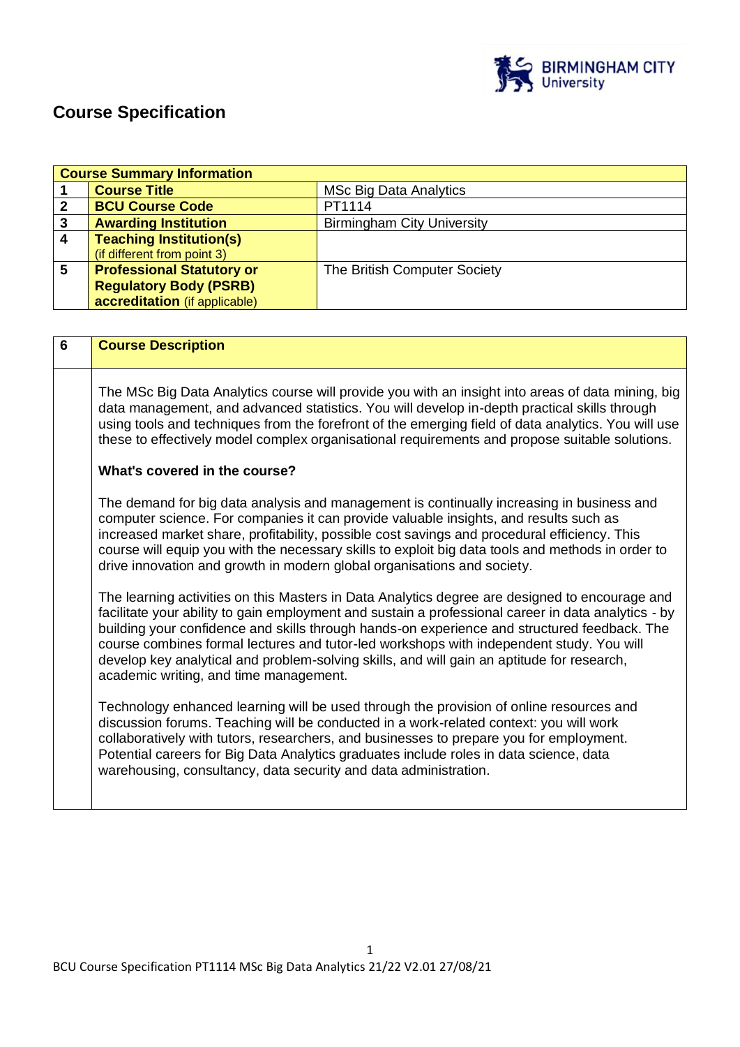# Course Specification

| Course Summary Information | | |
|---|---|---|
| 1 | **Course Title** | MSc Big Data Analytics |
| 2 | **BCU Course Code** | PT1114 |
| 3 | **Awarding Institution** | Birmingham City University |
| 4 | **Teaching Institution(s)** (if different from point 3) | |
| 5 | **Professional Statutory or Regulatory Body (PSRB) accreditation** (if applicable) | The British Computer Society |

| 6 | Course Description |
|---|---|

The MSc Big Data Analytics course will provide you with an insight into areas of data mining, big data management, and advanced statistics. You will develop in-depth practical skills through using tools and techniques from the forefront of the emerging field of data analytics. You will use these to effectively model complex organisational requirements and propose suitable solutions.

**What's covered in the course?**

The demand for big data analysis and management is continually increasing in business and computer science. For companies it can provide valuable insights, and results such as increased market share, profitability, possible cost savings and procedural efficiency. This course will equip you with the necessary skills to exploit big data tools and methods in order to drive innovation and growth in modern global organisations and society.

The learning activities on this Masters in Data Analytics degree are designed to encourage and facilitate your ability to gain employment and sustain a professional career in data analytics - by building your confidence and skills through hands-on experience and structured feedback. The course combines formal lectures and tutor-led workshops with independent study. You will develop key analytical and problem-solving skills, and will gain an aptitude for research, academic writing, and time management.

Technology enhanced learning will be used through the provision of online resources and discussion forums. Teaching will be conducted in a work-related context: you will work collaboratively with tutors, researchers, and businesses to prepare you for employment. Potential careers for Big Data Analytics graduates include roles in data science, data warehousing, consultancy, data security and data administration.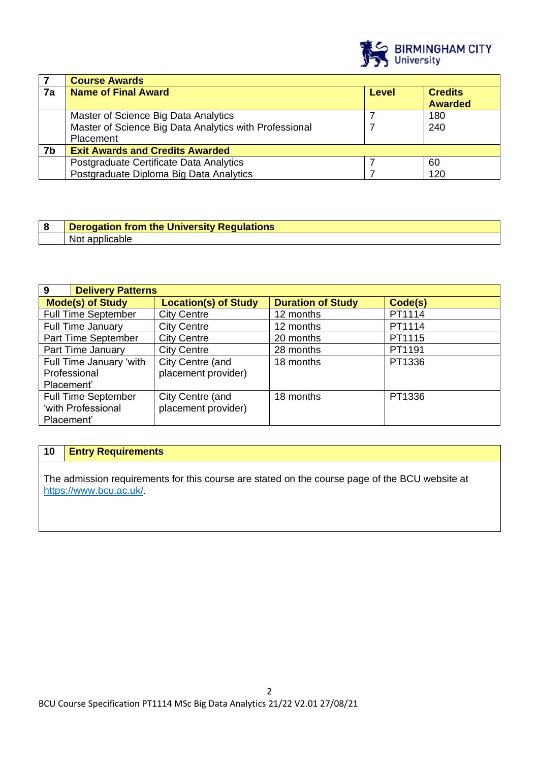| 7 | Course Awards | | |
|---|---|---|---|
| **7a** | **Name of Final Award** | **Level** | **Credits Awarded** |
| | Master of Science Big Data Analytics | 7 | 180 |
| | Master of Science Big Data Analytics with Professional Placement | 7 | 240 |
| **7b** | **Exit Awards and Credits Awarded** | | |
| | Postgraduate Certificate Data Analytics | 7 | 60 |
| | Postgraduate Diploma Big Data Analytics | 7 | 120 |

| 8 | Derogation from the University Regulations |
|---|---|
| | Not applicable |

| 9 Delivery Patterns | | | |
|---|---|---|---|
| **Mode(s) of Study** | **Location(s) of Study** | **Duration of Study** | **Code(s)** |
| Full Time September | City Centre | 12 months | PT1114 |
| Full Time January | City Centre | 12 months | PT1114 |
| Part Time September | City Centre | 20 months | PT1115 |
| Part Time January | City Centre | 28 months | PT1191 |
| Full Time January 'with Professional Placement' | City Centre (and placement provider) | 18 months | PT1336 |
| Full Time September 'with Professional Placement' | City Centre (and placement provider) | 18 months | PT1336 |

| 10 | Entry Requirements |
|---|---|

The admission requirements for this course are stated on the course page of the BCU website at https://www.bcu.ac.uk/.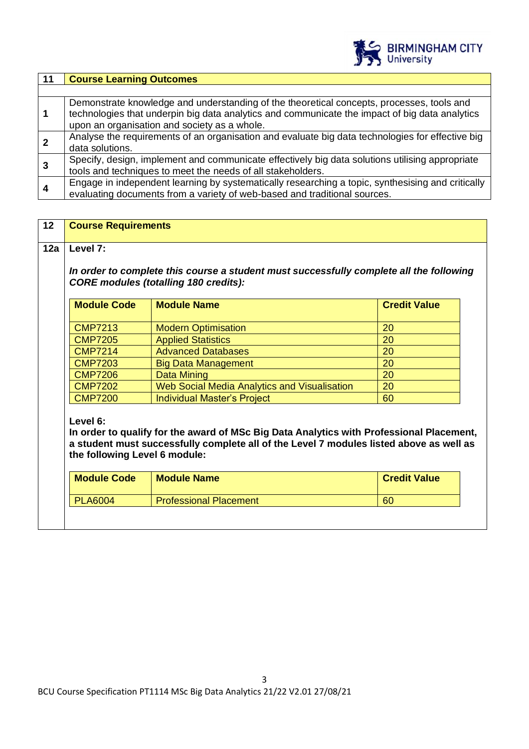| 11 | Course Learning Outcomes |
|---|---|
| | |
| 1 | Demonstrate knowledge and understanding of the theoretical concepts, processes, tools and technologies that underpin big data analytics and communicate the impact of big data analytics upon an organisation and society as a whole. |
| 2 | Analyse the requirements of an organisation and evaluate big data technologies for effective big data solutions. |
| 3 | Specify, design, implement and communicate effectively big data solutions utilising appropriate tools and techniques to meet the needs of all stakeholders. |
| 4 | Engage in independent learning by systematically researching a topic, synthesising and critically evaluating documents from a variety of web-based and traditional sources. |

| 12 | Course Requirements |
|---|---|

**12a Level 7:**

***In order to complete this course a student must successfully complete all the following CORE modules (totalling 180 credits):***

| Module Code | Module Name | Credit Value |
|---|---|---|
| CMP7213 | Modern Optimisation | 20 |
| CMP7205 | Applied Statistics | 20 |
| CMP7214 | Advanced Databases | 20 |
| CMP7203 | Big Data Management | 20 |
| CMP7206 | Data Mining | 20 |
| CMP7202 | Web Social Media Analytics and Visualisation | 20 |
| CMP7200 | Individual Master's Project | 60 |

**Level 6:**

**In order to qualify for the award of MSc Big Data Analytics with Professional Placement, a student must successfully complete all of the Level 7 modules listed above as well as the following Level 6 module:**

| Module Code | Module Name | Credit Value |
|---|---|---|
| PLA6004 | Professional Placement | 60 |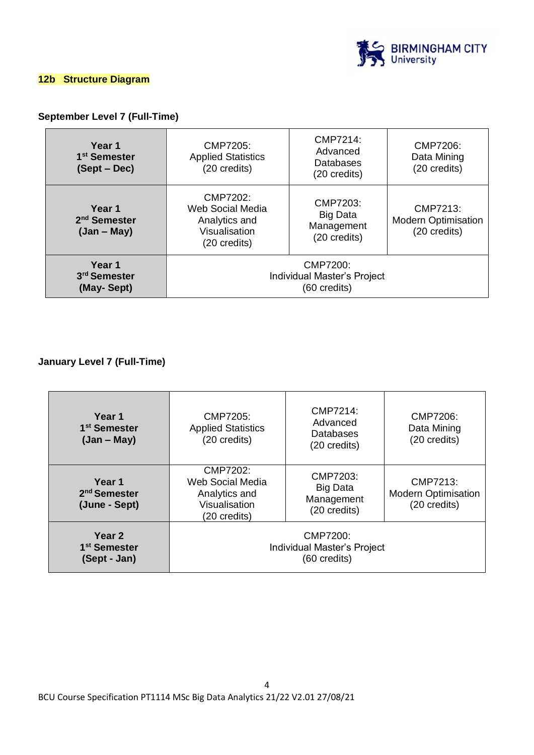## 12b Structure Diagram

**September Level 7 (Full-Time)**

| | | | |
|---|---|---|---|
| **Year 1 1st Semester (Sept – Dec)** | CMP7205: Applied Statistics (20 credits) | CMP7214: Advanced Databases (20 credits) | CMP7206: Data Mining (20 credits) |
| **Year 1 2nd Semester (Jan – May)** | CMP7202: Web Social Media Analytics and Visualisation (20 credits) | CMP7203: Big Data Management (20 credits) | CMP7213: Modern Optimisation (20 credits) |
| **Year 1 3rd Semester (May- Sept)** | CMP7200: Individual Master's Project (60 credits) | | |

**January Level 7 (Full-Time)**

| | | | |
|---|---|---|---|
| **Year 1 1st Semester (Jan – May)** | CMP7205: Applied Statistics (20 credits) | CMP7214: Advanced Databases (20 credits) | CMP7206: Data Mining (20 credits) |
| **Year 1 2nd Semester (June - Sept)** | CMP7202: Web Social Media Analytics and Visualisation (20 credits) | CMP7203: Big Data Management (20 credits) | CMP7213: Modern Optimisation (20 credits) |
| **Year 2 1st Semester (Sept - Jan)** | CMP7200: Individual Master's Project (60 credits) | | |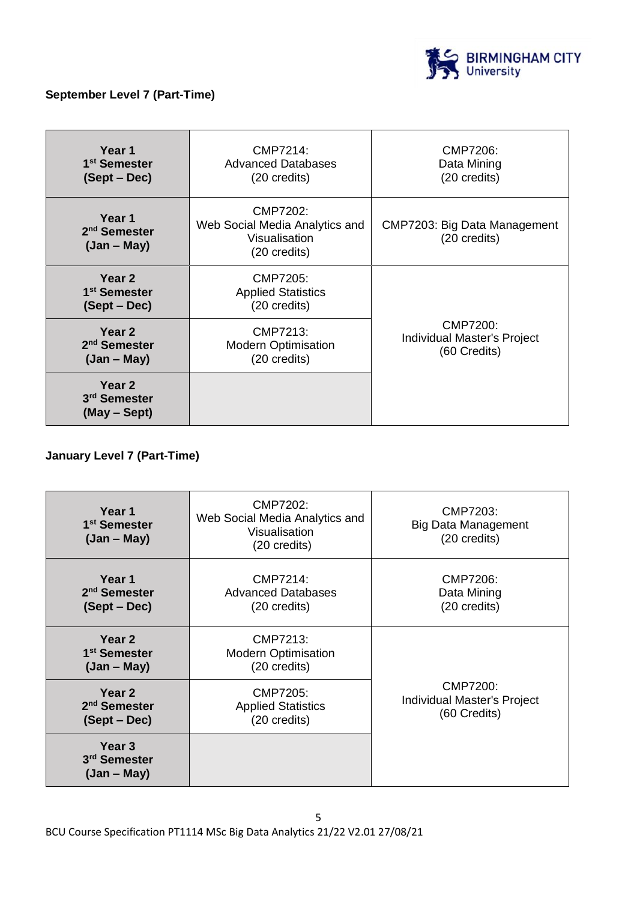**September Level 7 (Part-Time)**

| | | |
|---|---|---|
| **Year 1 1st Semester (Sept – Dec)** | CMP7214: Advanced Databases (20 credits) | CMP7206: Data Mining (20 credits) |
| **Year 1 2nd Semester (Jan – May)** | CMP7202: Web Social Media Analytics and Visualisation (20 credits) | CMP7203: Big Data Management (20 credits) |
| **Year 2 1st Semester (Sept – Dec)** | CMP7205: Applied Statistics (20 credits) | CMP7200: Individual Master's Project (60 Credits) |
| **Year 2 2nd Semester (Jan – May)** | CMP7213: Modern Optimisation (20 credits) | |
| **Year 2 3rd Semester (May – Sept)** | | |

**January Level 7 (Part-Time)**

| | | |
|---|---|---|
| **Year 1 1st Semester (Jan – May)** | CMP7202: Web Social Media Analytics and Visualisation (20 credits) | CMP7203: Big Data Management (20 credits) |
| **Year 1 2nd Semester (Sept – Dec)** | CMP7214: Advanced Databases (20 credits) | CMP7206: Data Mining (20 credits) |
| **Year 2 1st Semester (Jan – May)** | CMP7213: Modern Optimisation (20 credits) | CMP7200: Individual Master's Project (60 Credits) |
| **Year 2 2nd Semester (Sept – Dec)** | CMP7205: Applied Statistics (20 credits) | |
| **Year 3 3rd Semester (Jan – May)** | | |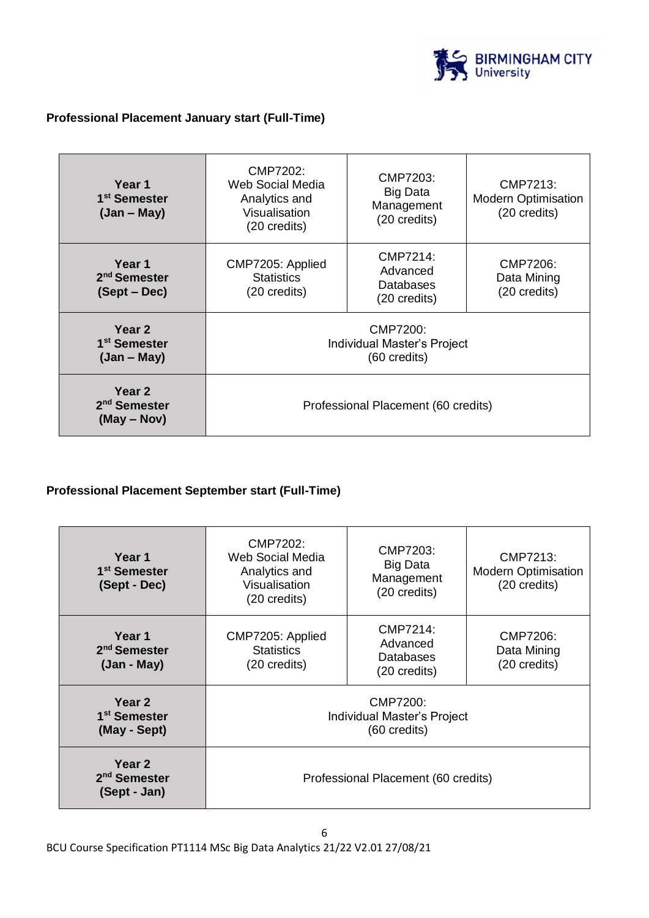**Professional Placement January start (Full-Time)**

| | | | |
|---|---|---|---|
| **Year 1 1st Semester (Jan – May)** | CMP7202: Web Social Media Analytics and Visualisation (20 credits) | CMP7203: Big Data Management (20 credits) | CMP7213: Modern Optimisation (20 credits) |
| **Year 1 2nd Semester (Sept – Dec)** | CMP7205: Applied Statistics (20 credits) | CMP7214: Advanced Databases (20 credits) | CMP7206: Data Mining (20 credits) |
| **Year 2 1st Semester (Jan – May)** | CMP7200: Individual Master's Project (60 credits) | | |
| **Year 2 2nd Semester (May – Nov)** | Professional Placement (60 credits) | | |

**Professional Placement September start (Full-Time)**

| | | | |
|---|---|---|---|
| **Year 1 1st Semester (Sept - Dec)** | CMP7202: Web Social Media Analytics and Visualisation (20 credits) | CMP7203: Big Data Management (20 credits) | CMP7213: Modern Optimisation (20 credits) |
| **Year 1 2nd Semester (Jan - May)** | CMP7205: Applied Statistics (20 credits) | CMP7214: Advanced Databases (20 credits) | CMP7206: Data Mining (20 credits) |
| **Year 2 1st Semester (May - Sept)** | CMP7200: Individual Master's Project (60 credits) | | |
| **Year 2 2nd Semester (Sept - Jan)** | Professional Placement (60 credits) | | |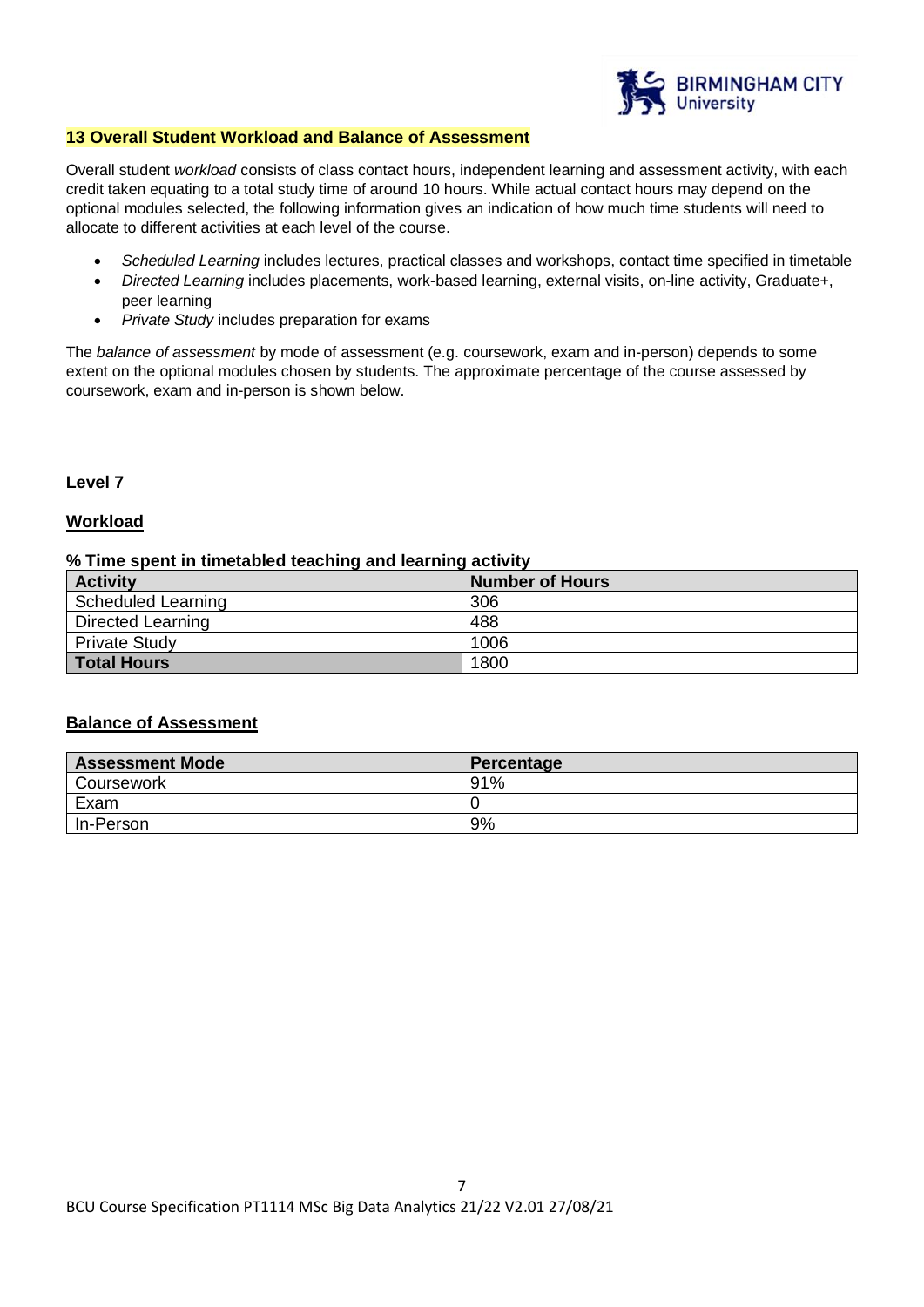## 13 Overall Student Workload and Balance of Assessment

Overall student *workload* consists of class contact hours, independent learning and assessment activity, with each credit taken equating to a total study time of around 10 hours. While actual contact hours may depend on the optional modules selected, the following information gives an indication of how much time students will need to allocate to different activities at each level of the course.

- *Scheduled Learning* includes lectures, practical classes and workshops, contact time specified in timetable
- *Directed Learning* includes placements, work-based learning, external visits, on-line activity, Graduate+, peer learning
- *Private Study* includes preparation for exams

The *balance of assessment* by mode of assessment (e.g. coursework, exam and in-person) depends to some extent on the optional modules chosen by students. The approximate percentage of the course assessed by coursework, exam and in-person is shown below.

### Level 7

#### Workload

**% Time spent in timetabled teaching and learning activity**

| Activity | Number of Hours |
|---|---|
| Scheduled Learning | 306 |
| Directed Learning | 488 |
| Private Study | 1006 |
| **Total Hours** | 1800 |

#### Balance of Assessment

| Assessment Mode | Percentage |
|---|---|
| Coursework | 91% |
| Exam | 0 |
| In-Person | 9% |